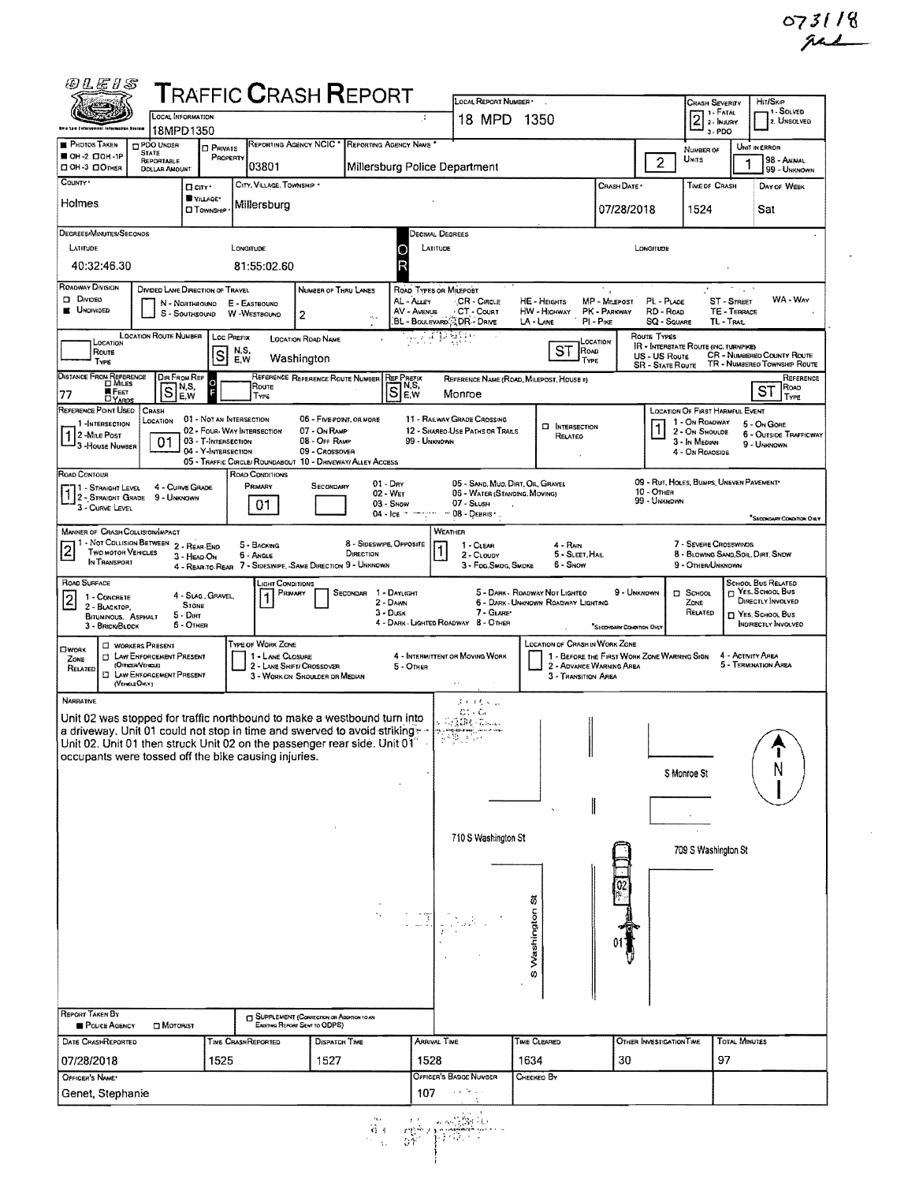073118

# TRAFFIC CRASH REPORT

| Local Information | Local Report Number | Crash Severity | Hit/Skip |
|---|---|---|---|
| 18MPD1350 | 18 MPD 1350 | 2 (1 - Fatal, 2 - Injury, 3 - PDO) | 1 - Solved, 2 - Unsolved |

| Photos Taken | PDO Under State Reportable Dollar Amount | Private Property | Reporting Agency NCIC | Reporting Agency Name | Number of Units | Unit in Error |
|---|---|---|---|---|---|---|
| ■ OH-2 | | | 03801 | Millersburg Police Department | 2 | 1 |

| County | City, Village, Township | Crash Date | Time of Crash | Day of Week |
|---|---|---|---|---|
| Holmes | ■ Village — Millersburg | 07/28/2018 | 1524 | Sat |

**Degrees/Minutes/Seconds**
Latitude: 40:32:46.30
Longitude: 81:55:02.60

**Roadway Division:** ■ Undivided
**Number of Thru Lanes:** 2

**Location Road Name:** Loc Prefix S — Washington — ST (Road Type)

**Distance From Reference:** 77 ■ Feet — Dir From Ref: S
**Reference Name:** Ref Prefix S — Monroe — ST (Reference Road Type)

**Reference Point Used:** 1 (Intersection)
**Crash Location:** 01 - Not an Intersection
**Location of First Harmful Event:** 1 - On Roadway

**Road Contour:** 1 - Straight Level
**Road Conditions (Primary):** 01 - Dry

**Manner of Crash Collision/Impact:** 2 - Rear-End
**Weather:** 1 - Clear

**Road Surface:** 2 - Blacktop, Bituminous, Asphalt
**Light Conditions (Primary):** 1 - Daylight

## Narrative

Unit 02 was stopped for traffic northbound to make a westbound turn into a driveway. Unit 01 could not stop in time and swerved to avoid striking Unit 02. Unit 01 then struck Unit 02 on the passenger rear side. Unit 01 occupants were tossed off the bike causing injuries.

Diagram labels: S Monroe St; 710 S Washington St; 709 S Washington St; S Washington St; 02; 01; N

| Report Taken By | Supplement |
|---|---|
| ■ Police Agency | |

| Date Crash Reported | Time Crash Reported | Dispatch Time | Arrival Time | Time Cleared | Other Investigation Time | Total Minutes |
|---|---|---|---|---|---|---|
| 07/28/2018 | 1525 | 1527 | 1528 | 1634 | 30 | 97 |

| Officer's Name | Officer's Badge Number | Checked By |
|---|---|---|
| Genet, Stephanie | 107 | |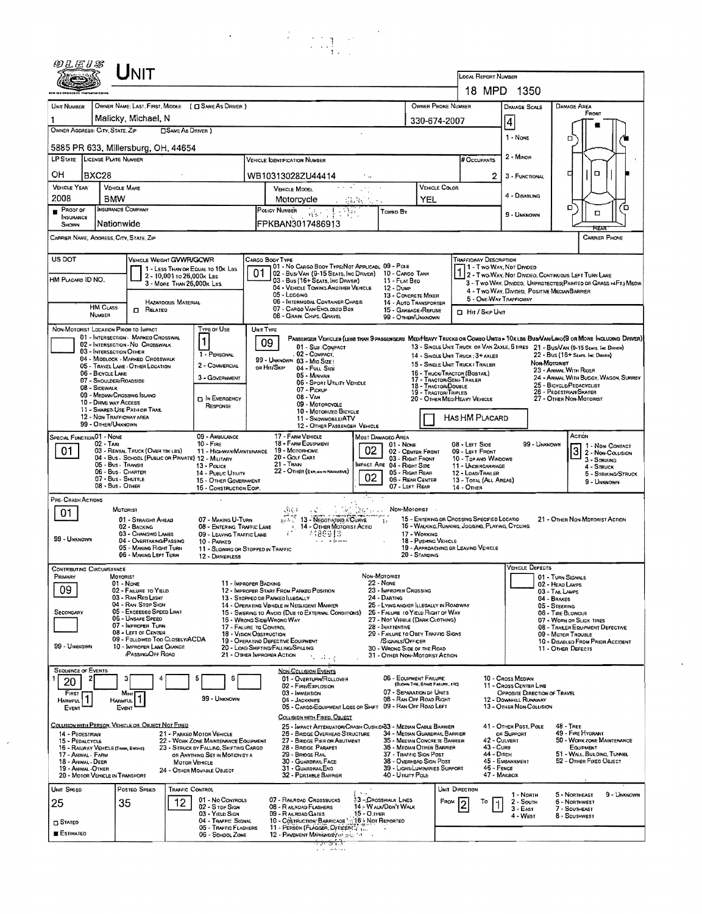# UNIT

**Local Report Number:** 18 MPD 1350

| Unit Number | Owner Name: Last, First, Middle ( ☐ Same As Driver ) | Owner Phone Number | Damage Scale | Damage Area |
|---|---|---|---|---|
| 1 | Malicky, Michael, N | 330-674-2007 | 4 | Front |

**Owner Address: City, State, Zip** ☐ Same As Driver )

5885 PR 633, Millersburg, OH, 44654

Damage Scale: 1 - None, 2 - Minor, 3 - Functional, 4 - Disabling, 9 - Unknown

| LP State | License Plate Number | Vehicle Identification Number | # Occupants |
|---|---|---|---|
| OH | BXC28 | WB10313028ZU44414 | 2 |

| Vehicle Year | Vehicle Make | Vehicle Model | Vehicle Color |
|---|---|---|---|
| 2008 | BMW | Motorcycle | YEL |

| Proof of Insurance Shown | Insurance Company | Policy Number | Towed By |
|---|---|---|---|
| ■ | Nationwide | FPKBAN3017486913 | |

Carrier Name, Address, City, State, Zip — Carrier Phone

US DOT

Vehicle Weight GVWR/GCWR: 1 - Less Than or Equal to 10k Lbs; 2 - 10,001 to 26,000k Lbs; 3 - More Than 26,000k Lbs.

HM Placard ID No.

HM Class Number — ☐ Related — Hazardous Material

Cargo Body Type: **01** — 01 - No Cargo Body Type/Not Applicabl; 02 - Bus/Van (9-15 Seats, Inc Driver); 03 - Bus (16+ Seats, Inc Driver); 04 - Vehicle Towing Another Vehicle; 05 - Logging; 06 - Intermodal Container Chasis; 07 - Cargo Van/Enclosed Box; 08 - Grain, Chips, Gravel; 09 - Pole; 10 - Cargo Tank; 11 - Flat Bed; 12 - Dump; 13 - Concrete Mixer; 14 - Auto Transporter; 15 - Garbage/Refuse; 99 - Other/Unknown

Trafficway Description: **1** — 1 - Two-Way, Not Divided; 2 - Two-Way, Not Divided, Continuous Left Turn Lane; 3 - Two-Way, Divided, Unprotected(Painted or Grass >4Ft.) Media; 4 - Two-Way, Divided, Positive Median Barrier; 5 - One-Way Trafficway

☐ Hit / Skip Unit

Non-Motorist Location Prior to Impact: 01 - Intersection - Marked Crosswal; 02 - Intersection - No Crosswalk; 03 - Intersection Other; 04 - Midblock - Marked Crosswalk; 05 - Travel Lane - Other Location; 06 - Bicycle Lane; 07 - Shoulder/Roadside; 08 - Sidewalk; 09 - Median/Crossing Island; 10 - Drive way Access; 11 - Shared-Use Path or Trail; 12 - Non-Trafficway Area; 99 - Other/Unknown

Type of Use: **1** — 1 - Personal; 2 - Commercial; 3 - Government; ☐ In Emergency Response

Unit Type: **09** — Passenger Vehicles (less than 9 passengers): 01 - Sub-Compact; 02 - Compact; 99 - Unknown 03 - Mid Size; or Hit/Skip 04 - Full Size; 05 - Minivan; 06 - Sport Utility Vehicle; 07 - Pickup; 08 - Van; 09 - Motorcycle; 10 - Motorized Bicycle; 11 - Snowmobile/ATV; 12 - Other Passenger Vehicle

Med/Heavy Trucks or Combo Units > 10k lbs: 13 - Single Unit Truck or Van 2axle, 6 Tires; 14 - Single Unit Truck; 3+ Axles; 15 - Single Unit Truck / Trailer; 16 - Truck/Tractor (Bobtail); 17 - Tractor/Semi-Trailer; 18 - Tractor/Double; 19 - Tractor/Triples; 20 - Other Med/Heavy Vehicle

Bus/Van/Limo (9 or More Including Driver): 21 - Bus/Van (9-15 Seats, Inc Driver); 22 - Bus (16+ Seats, Inc Driver)

Non-Motorist: 23 - Animal With Rider; 24 - Animal With Buggy, Wagon, Surrey; 25 - Bicycle/Pedacyclist; 26 - Pedestrian/Skater; 27 - Other Non-Motorist

☐ Has HM Placard

Special Function: **01** — 01 - None; 02 - Taxi; 03 - Rental Truck (Over 10k lbs); 04 - Bus - School (Public or Private); 05 - Bus - Transit; 06 - Bus - Charter; 07 - Bus - Shuttle; 08 - Bus - Other; 09 - Ambulance; 10 - Fire; 11 - Highway/Maintenance; 12 - Military; 13 - Police; 14 - Public Utility; 15 - Other Government; 16 - Construction Eqip.; 17 - Farm Vehicle; 18 - Farm Equipment; 19 - Motorhome; 20 - Golf Cart; 21 - Train; 22 - Other (Explain in Narrative)

Most Damaged Area: **02** — 01 - None; 02 - Center Front; 03 - Right Front; Impact Are 04 - Right Side; 05 - Right Rear; 06 - Rear Center; 07 - Left Rear; 08 - Left Side; 09 - Left Front; 10 - Top and Windows; 11 - Undercarriage; 12 - Load/Trailer; 13 - Total (All Areas); 14 - Other; 99 - Unknown

Impact Area: **02**

Action: **3** — 1 - Non-Contact; 2 - Non-Collision; 3 - Striking; 4 - Struck; 5 - Striking/Struck; 9 - Unknown

Pre-Crash Actions: **01** — Motorist: 01 - Straight Ahead; 02 - Backing; 03 - Changing Lanes; 04 - Overtaking/Passing; 05 - Making Right Turn; 06 - Making Left Turn; 07 - Making U-Turn; 08 - Entering Traffic Lane; 09 - Leaving Traffic Lane; 10 - Parked; 11 - Slowing or Stopped in Traffic; 12 - Driverless; 13 - Negotiating a Curve; 14 - Other Motorist Actio; 99 - Unknown

Non-Motorist: 15 - Entering or Crossing Specified Locatio; 16 - Walking, Running, Jogging, Playing, Cycling; 17 - Working; 18 - Pushing Vehicle; 19 - Approaching or Leaving Vehicle; 20 - Standing; 21 - Other Non-Motorist Action

Contributing Circumstance: Primary **09**; Secondary (blank); 99 - Unknown

Motorist: 01 - None; 02 - Failure to Yield; 03 - Ran Red Light; 04 - Ran Stop Sign; 05 - Exceeded Speed Limit; 06 - Unsafe Speed; 07 - Improper Turn; 08 - Left of Center; 09 - Followed Too Closely/ACDA; 10 - Improper Lane Change /Passing/Off Road; 11 - Improper Backing; 12 - Improper Start From Parked Position; 13 - Stopped or Parked Illegally; 14 - Operating Vehicle in Negligent Manner; 15 - Swering to Avoid (Due to External Conditions); 16 - Wrong Side/Wrong Way; 17 - Failure to Control; 18 - Vision Obstruction; 19 - Operating Defective Equipment; 20 - Load Shifting/Falling/Spilling; 21 - Other Improper Action

Non-Motorist: 22 - None; 23 - Improper Crossing; 24 - Darting; 25 - Lying and/or Illegally in Roadway; 26 - Failure to Yield Right of Way; 27 - Not Visible (Dark Clothing); 28 - Inattentive; 29 - Failure to Obey Traffic Signs /Signals/Officer; 30 - Wrong Side of the Road; 31 - Other Non-Motorist Action

Vehicle Defects: 01 - Turn Signals; 02 - Head Lamps; 03 - Tail Lamps; 04 - Brakes; 05 - Steering; 06 - Tire Blowout; 07 - Worn or Slick Tires; 08 - Trailer Equipment Defective; 09 - Motor Trouble; 10 - Disabled From Prior Accident; 11 - Other Defects

Sequence of Events: 1: **20**; 2; 3; 4; 5; 6 — First Harmful Event: **1**; Most Harmful Event: **1**; 99 - Unknown

Non-Collision Events: 01 - Overturn/Rollover; 02 - Fire/Explosion; 03 - Immersion; 04 - Jackknife; 05 - Cargo/Equipment Loss or Shift; 06 - Equipment Failure (Blown Tire, Brake Failure, etc); 07 - Separation of Units; 08 - Ran Off Road Right; 09 - Ran Off Road Left; 10 - Cross Median; 11 - Cross Center Line Opposite Direction of Travel; 12 - Downhill Runaway; 13 - Other Non-Collision

Collision with Person, Vehicle or Object Not Fixed: 14 - Pedestrian; 15 - Pedalcycle; 16 - Railway Vehicle (Train, Engine); 17 - Animal - Farm; 18 - Animal - Deer; 19 - Animal - Other; 20 - Motor Vehicle in Transport; 21 - Parked Motor Vehicle; 22 - Work Zone Maintenance Equipment; 23 - Struck by Falling, Shifting Cargo or Anything Set in Motion by a Motor Vehicle; 24 - Other Movable Object

Collision with Fixed, Object: 25 - Impact Attenuator/Crash Cushion; 26 - Bridge Overhead Structure; 27 - Bridge Pier or Abutment; 28 - Bridge Parapet; 29 - Bridge Rail; 30 - Guardrail Face; 31 - Guardrail End; 32 - Portable Barrier; 33 - Median Cable Barrier; 34 - Median Guardrail Barrier; 35 - Median Concrete Barrier; 36 - Median Other Barrier; 37 - Traffic Sign Post; 38 - Overhead Sign Post; 39 - Light/Luminaries Support; 40 - Utility Pole; 41 - Other Post, Pole or Support; 42 - Culvert; 43 - Curb; 44 - Ditch; 45 - Embankment; 46 - Fence; 47 - Mailbox; 48 - Tree; 49 - Fire Hydrant; 50 - Work Zone Maintenance Equipment; 51 - Wall, Building, Tunnel; 52 - Other Fixed Object

| Unit Speed | Posted Speed | Traffic Control | Unit Direction |
|---|---|---|---|
| 25 | 35 | 12 | From 2 To 1 |

☐ Stated ■ Estimated

Traffic Control: 01 - No Controls; 02 - Stop Sign; 03 - Yield Sign; 04 - Traffic Signal; 05 - Traffic Flashers; 06 - School Zone; 07 - Railroad Crossbucks; 08 - Railroad Flashers; 09 - Railroad Gates; 10 - Costruction Barricade; 11 - Person (Flagger, Officer); 12 - Pavement Markings; 13 - Crosswalk Lines; 14 - Walk/Don't Walk; 15 - Other; 16 - Not Reported

Unit Direction: 1 - North; 2 - South; 3 - East; 4 - West; 5 - Northeast; 6 - Northwest; 7 - Southeast; 8 - Southwest; 9 - Unknown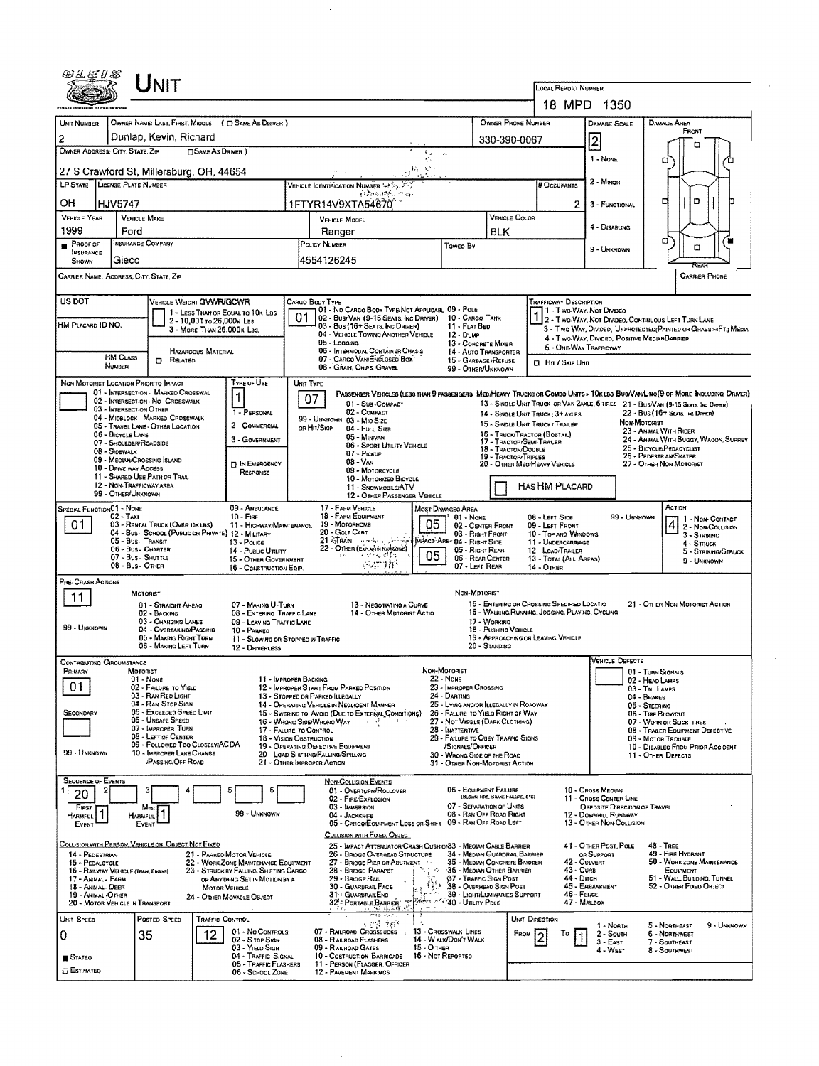# UNIT

| LOCAL REPORT NUMBER |
| --- |
| 18 MPD 1350 |

| UNIT NUMBER | OWNER NAME: LAST, FIRST, MIDDLE ( ☐ SAME AS DRIVER ) | OWNER PHONE NUMBER | DAMAGE SCALE | DAMAGE AREA |
| --- | --- | --- | --- | --- |
| 2 | Dunlap, Kevin, Richard | 330-390-0067 | 2 | FRONT |

OWNER ADDRESS: CITY, STATE, ZIP ☐ SAME AS DRIVER )

27 S Crawford St, Millersburg, OH, 44654

| LP STATE | LICENSE PLATE NUMBER | VEHICLE IDENTIFICATION NUMBER | # OCCUPANTS |
| --- | --- | --- | --- |
| OH | HJV5747 | 1FTYR14V9XTA54670 | 2 |

| VEHICLE YEAR | VEHICLE MAKE | VEHICLE MODEL | VEHICLE COLOR |
| --- | --- | --- | --- |
| 1999 | Ford | Ranger | BLK |

| PROOF OF INSURANCE SHOWN | INSURANCE COMPANY | POLICY NUMBER | TOWED BY |
| --- | --- | --- | --- |
| ■ | Gieco | 4554126245 | |

Damage Scale: 1 - NONE, 2 - MINOR, 3 - FUNCTIONAL, 4 - DISABLING, 9 - UNKNOWN

CARRIER NAME, ADDRESS, CITY, STATE, ZIP — CARRIER PHONE

US DOT — VEHICLE WEIGHT GVWR/GCWR: 1 - LESS THAN OR EQUAL TO 10K LBS; 2 - 10,001 TO 26,000K LBS; 3 - MORE THAN 26,000K LBS.

HM PLACARD ID NO. — HM CLASS NUMBER — HAZARDOUS MATERIAL ☐ RELATED

CARGO BODY TYPE: **01** — 01 - NO CARGO BODY TYPE/NOT APPLICABL; 02 - BUS/VAN (9-15 SEATS, INC DRIVER); 03 - BUS (16+ SEATS, INC DRIVER); 04 - VEHICLE TOWING ANOTHER VEHICLE; 05 - LOGGING; 06 - INTERMODAL CONTAINER CHASIS; 07 - CARGO VAN/ENCLOSED BOX; 08 - GRAIN, CHIPS, GRAVEL; 09 - POLE; 10 - CARGO TANK; 11 - FLAT BED; 12 - DUMP; 13 - CONCRETE MIXER; 14 - AUTO TRANSPORTER; 15 - GARBAGE/REFUSE; 99 - OTHER/UNKNOWN

TRAFFICWAY DESCRIPTION: **1** — 1 - TWO-WAY, NOT DIVIDED; 2 - TWO-WAY, NOT DIVIDED, CONTINUOUS LEFT TURN LANE; 3 - TWO-WAY, DIVIDED, UNPROTECTED(PAINTED OR GRASS >4FT.) MEDIA; 4 - TWO-WAY, DIVIDED, POSITIVE MEDIAN BARRIER; 5 - ONE-WAY TRAFFICWAY; ☐ HIT / SKIP UNIT

NON-MOTORIST LOCATION PRIOR TO IMPACT: 01 - INTERSECTION - MARKED CROSSWAL; 02 - INTERSECTION - NO CROSSWALK; 03 - INTERSECTION OTHER; 04 - MIDBLOCK - MARKED CROSSWALK; 05 - TRAVEL LANE - OTHER LOCATION; 06 - BICYCLE LANE; 07 - SHOULDER/ROADSIDE; 08 - SIDEWALK; 09 - MEDIAN/CROSSING ISLAND; 10 - DRIVE WAY ACCESS; 11 - SHARED-USE PATH OR TRAIL; 12 - NON-TRAFFICWAY AREA; 99 - OTHER/UNKNOWN

TYPE OF USE: **1** — 1 - PERSONAL; 2 - COMMERCIAL; 3 - GOVERNMENT; ☐ IN EMERGENCY RESPONSE

UNIT TYPE: **07** — PASSENGER VEHICLES (LESS THAN 9 PASSENGERS MED/HEAVY TRUCKS OR COMBO UNITS > 10K LBS BUS/VAN/LIMO(9 OR MORE INCLUDING DRIVER): 01 - SUB-COMPACT; 02 - COMPACT; 99 - UNKNOWN 03 - MID SIZE OR HIT/SKIP; 04 - FULL SIZE; 05 - MINIVAN; 06 - SPORT UTILITY VEHICLE; 07 - PICKUP; 08 - VAN; 09 - MOTORCYCLE; 10 - MOTORIZED BICYCLE; 11 - SNOWMOBILE/ATV; 12 - OTHER PASSENGER VEHICLE; 13 - SINGLE UNIT TRUCK OR VAN 2AXLE, 6 TIRES; 14 - SINGLE UNIT TRUCK; 3+ AXLES; 15 - SINGLE UNIT TRUCK / TRAILER; 16 - TRUCK/TRACTOR (BOBTAIL); 17 - TRACTOR/SEMI-TRAILER; 18 - TRACTOR/DOUBLE; 19 - TRACTOR/TRIPLES; 20 - OTHER MED/HEAVY VEHICLE; 21 - BUS/VAN (9-15 SEATS, INC DRIVER); 22 - BUS (16+ SEATS, INC DRIVER); NON-MOTORIST: 23 - ANIMAL WITH RIDER; 24 - ANIMAL WITH BUGGY, WAGON, SURREY; 25 - BICYCLE/PEDACYCLIST; 26 - PEDESTRIAN/SKATER; 27 - OTHER NON-MOTORIST; ☐ HAS HM PLACARD

SPECIAL FUNCTION: **01** — 01 - NONE; 02 - TAXI; 03 - RENTAL TRUCK (OVER 10K LBS); 04 - BUS - SCHOOL (PUBLIC OR PRIVATE); 05 - BUS - TRANSIT; 06 - BUS - CHARTER; 07 - BUS - SHUTTLE; 08 - BUS - OTHER; 09 - AMBULANCE; 10 - FIRE; 11 - HIGHWAY/MAINTENANCE; 12 - MILITARY; 13 - POLICE; 14 - PUBLIC UTILITY; 15 - OTHER GOVERNMENT; 16 - CONSTRUCTION EQIP.; 17 - FARM VEHICLE; 18 - FARM EQUIPMENT; 19 - MOTORHOME; 20 - GOLF CART; 21 - TRAIN; 22 - OTHER (EXPLAIN IN NARRATIVE)

MOST DAMAGED AREA: **05** — 01 - NONE; 02 - CENTER FRONT; 03 - RIGHT FRONT; IMPACT ARE **05** 04 - RIGHT SIDE; 05 - RIGHT REAR; 06 - REAR CENTER; 07 - LEFT REAR; 08 - LEFT SIDE; 09 - LEFT FRONT; 10 - TOP AND WINDOWS; 11 - UNDERCARRIAGE; 12 - LOAD/TRAILER; 13 - TOTAL (ALL AREAS); 14 - OTHER; 99 - UNKNOWN

ACTION: **4** — 1 - NON-CONTACT; 2 - NON-COLLISION; 3 - STRIKING; 4 - STRUCK; 5 - STRIKING/STRUCK; 9 - UNKNOWN

PRE-CRASH ACTIONS: **11** — MOTORIST: 01 - STRAIGHT AHEAD; 02 - BACKING; 03 - CHANGING LANES; 04 - OVERTAKING/PASSING; 05 - MAKING RIGHT TURN; 06 - MAKING LEFT TURN; 07 - MAKING U-TURN; 08 - ENTERING TRAFFIC LANE; 09 - LEAVING TRAFFIC LANE; 10 - PARKED; 11 - SLOWING OR STOPPED IN TRAFFIC; 12 - DRIVERLESS; 13 - NEGOTIATING A CURVE; 14 - OTHER MOTORIST ACTIO; 99 - UNKNOWN. NON-MOTORIST: 15 - ENTERING OR CROSSING SPECIFIED LOCATIO; 16 - WALKING,RUNNING, JOGGING, PLAYING, CYCLING; 17 - WORKING; 18 - PUSHING VEHICLE; 19 - APPROACHING OR LEAVING VEHICLE; 20 - STANDING; 21 - OTHER NON-MOTORIST ACTION

CONTRIBUTING CIRCUMSTANCE: PRIMARY **01**; SECONDARY (blank); 99 - UNKNOWN — MOTORIST: 01 - NONE; 02 - FAILURE TO YIELD; 03 - RAN RED LIGHT; 04 - RAN STOP SIGN; 05 - EXCEEDED SPEED LIMIT; 06 - UNSAFE SPEED; 07 - IMPROPER TURN; 08 - LEFT OF CENTER; 09 - FOLLOWED TOO CLOSELY/ACDA; 10 - IMPROPER LANE CHANGE /PASSING/OFF ROAD; 11 - IMPROPER BACKING; 12 - IMPROPER START FROM PARKED POSITION; 13 - STOPPED OR PARKED ILLEGALLY; 14 - OPERATING VEHICLE IN NEGLIGENT MANNER; 15 - SWERING TO AVOID (DUE TO EXTERNAL CONDITIONS); 16 - WRONG SIDE/WRONG WAY; 17 - FAILURE TO CONTROL; 18 - VISION OBSTRUCTION; 19 - OPERATING DEFECTIVE EQUIPMENT; 20 - LOAD SHIFTING/FALLING/SPILLING; 21 - OTHER IMPROPER ACTION. NON-MOTORIST: 22 - NONE; 23 - IMPROPER CROSSING; 24 - DARTING; 25 - LYING AND/OR ILLEGALLY IN ROADWAY; 26 - FAILURE TO YIELD RIGHT OF WAY; 27 - NOT VISIBLE (DARK CLOTHING); 28 - INATTENTIVE; 29 - FAILURE TO OBEY TRAFFIC SIGNS /SIGNALS/OFFICER; 30 - WRONG SIDE OF THE ROAD; 31 - OTHER NON-MOTORIST ACTION

VEHICLE DEFECTS: 01 - TURN SIGNALS; 02 - HEAD LAMPS; 03 - TAIL LAMPS; 04 - BRAKES; 05 - STEERING; 06 - TIRE BLOWOUT; 07 - WORN OR SLICK TIRES; 08 - TRAILER EQUIPMENT DEFECTIVE; 09 - MOTOR TROUBLE; 10 - DISABLED FROM PRIOR ACCIDENT; 11 - OTHER DEFECTS

SEQUENCE OF EVENTS: 1: **20**; FIRST HARMFUL EVENT **1**; MOST HARMFUL EVENT **1**; 99 - UNKNOWN

NON-COLLISION EVENTS: 01 - OVERTURN/ROLLOVER; 02 - FIRE/EXPLOSION; 03 - IMMERSION; 04 - JACKKNIFE; 05 - CARGO/EQUIPMENT LOSS OR SHIFT; 06 - EQUIPMENT FAILURE (BLOWN TIRE, BRAKE FAILURE, ETC); 07 - SEPARATION OF UNITS; 08 - RAN OFF ROAD RIGHT; 09 - RAN OFF ROAD LEFT; 10 - CROSS MEDIAN; 11 - CROSS CENTER LINE OPPOSITE DIRECTION OF TRAVEL; 12 - DOWNHILL RUNAWAY; 13 - OTHER NON-COLLISION

COLLISION WITH PERSON, VEHICLE OR OBJECT NOT FIXED: 14 - PEDESTRIAN; 15 - PEDALCYCLE; 16 - RAILWAY VEHICLE (TRAIN, ENGINE); 17 - ANIMAL - FARM; 18 - ANIMAL - DEER; 19 - ANIMAL - OTHER; 20 - MOTOR VEHICLE IN TRANSPORT; 21 - PARKED MOTOR VEHICLE; 22 - WORK ZONE MAINTENANCE EQUIPMENT; 23 - STRUCK BY FALLING, SHIFTING CARGO OR ANYTHING SET IN MOTION BY A MOTOR VEHICLE; 24 - OTHER MOVABLE OBJECT

COLLISION WITH FIXED, OBJECT: 25 - IMPACT ATTENUATOR/CRASH CUSHION; 26 - BRIDGE OVERHEAD STRUCTURE; 27 - BRIDGE PIER OR ABUTMENT; 28 - BRIDGE PARAPET; 29 - BRIDGE RAIL; 30 - GUARDRAIL FACE; 31 - GUARDRAILEND; 32 - PORTABLE BARRIER; 33 - MEDIAN CABLE BARRIER; 34 - MEDIAN GUARDRAIL BARRIER; 35 - MEDIAN CONCRETE BARRIER; 36 - MEDIAN OTHER BARRIER; 37 - TRAFFIC SIGN POST; 38 - OVERHEAD SIGN POST; 39 - LIGHT/LUMINARIES SUPPORT; 40 - UTILITY POLE; 41 - OTHER POST, POLE OR SUPPORT; 42 - CULVERT; 43 - CURB; 44 - DITCH; 45 - EMBANKMENT; 46 - FENCE; 47 - MAILBOX; 48 - TREE; 49 - FIRE HYDRANT; 50 - WORK ZONE MAINTENANCE EQUIPMENT; 51 - WALL, BUILDING, TUNNEL; 52 - OTHER FIXED OBJECT

| UNIT SPEED | POSTED SPEED | TRAFFIC CONTROL | UNIT DIRECTION |
| --- | --- | --- | --- |
| 0 | 35 | 12 | FROM 2 TO 1 |

■ STATED ☐ ESTIMATED

TRAFFIC CONTROL: 01 - NO CONTROLS; 02 - STOP SIGN; 03 - YIELD SIGN; 04 - TRAFFIC SIGNAL; 05 - TRAFFIC FLASHERS; 06 - SCHOOL ZONE; 07 - RAILROAD CROSSBUCKS; 08 - RAILROAD FLASHERS; 09 - RAILROAD GATES; 10 - CONSTRUCTION BARRICADE; 11 - PERSON (FLAGGER, OFFICER); 12 - PAVEMENT MARKINGS; 13 - CROSSWALK LINES; 14 - WALK/DON'T WALK; 15 - OTHER; 16 - NOT REPORTED

UNIT DIRECTION: 1 - NORTH; 2 - SOUTH; 3 - EAST; 4 - WEST; 5 - NORTHEAST; 6 - NORTHWEST; 7 - SOUTHEAST; 8 - SOUTHWEST; 9 - UNKNOWN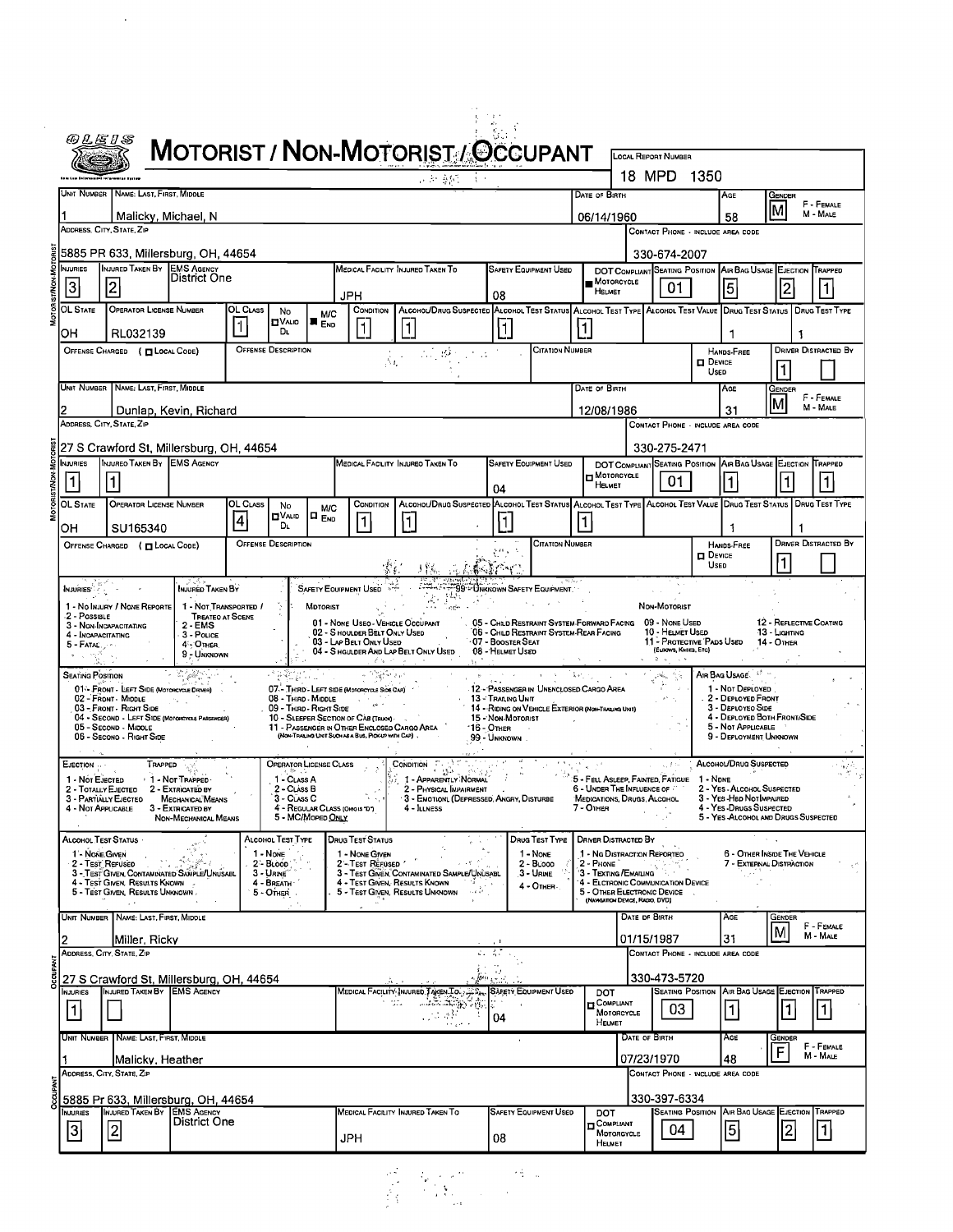# MOTORIST / NON-MOTORIST / OCCUPANT

LOCAL REPORT NUMBER: 18 MPD 1350

## Motorist/Non-Motorist

| UNIT NUMBER | NAME: LAST, FIRST, MIDDLE | DATE OF BIRTH | AGE | GENDER |
|---|---|---|---|---|
| 1 | Malicky, Michael, N | 06/14/1960 | 58 | M |

ADDRESS, CITY, STATE, ZIP: 5885 PR 633, Millersburg, OH, 44654
CONTACT PHONE - INCLUDE AREA CODE: 330-674-2007

| INJURIES | INJURED TAKEN BY | EMS AGENCY | MEDICAL FACILITY INJURED TAKEN TO | SAFETY EQUIPMENT USED | DOT COMPLIANT MOTORCYCLE HELMET | SEATING POSITION | AIR BAG USAGE | EJECTION | TRAPPED |
|---|---|---|---|---|---|---|---|---|---|
| 3 | 2 | District One | JPH | 08 | | 01 | 5 | 2 | 1 |

| OL STATE | OPERATOR LICENSE NUMBER | OL CLASS | NO VALID DL | M/C END | CONDITION | ALCOHOL/DRUG SUSPECTED | ALCOHOL TEST STATUS | ALCOHOL TEST TYPE | ALCOHOL TEST VALUE | DRUG TEST STATUS | DRUG TEST TYPE |
|---|---|---|---|---|---|---|---|---|---|---|---|
| OH | RL032139 | 1 | | ■ | 1 | 1 | 1 | 1 | | 1 | 1 |

OFFENSE CHARGED ( LOCAL CODE): | OFFENSE DESCRIPTION: | CITATION NUMBER: | HANDS-FREE DEVICE USED: | DRIVER DISTRACTED BY: 1

| UNIT NUMBER | NAME: LAST, FIRST, MIDDLE | DATE OF BIRTH | AGE | GENDER |
|---|---|---|---|---|
| 2 | Dunlap, Kevin, Richard | 12/08/1986 | 31 | M |

ADDRESS, CITY, STATE, ZIP: 27 S Crawford St, Millersburg, OH, 44654
CONTACT PHONE - INCLUDE AREA CODE: 330-275-2471

| INJURIES | INJURED TAKEN BY | EMS AGENCY | MEDICAL FACILITY INJURED TAKEN TO | SAFETY EQUIPMENT USED | DOT COMPLIANT MOTORCYCLE HELMET | SEATING POSITION | AIR BAG USAGE | EJECTION | TRAPPED |
|---|---|---|---|---|---|---|---|---|---|
| 1 | 1 | | | 04 | | 01 | 1 | 1 | 1 |

| OL STATE | OPERATOR LICENSE NUMBER | OL CLASS | NO VALID DL | M/C END | CONDITION | ALCOHOL/DRUG SUSPECTED | ALCOHOL TEST STATUS | ALCOHOL TEST TYPE | ALCOHOL TEST VALUE | DRUG TEST STATUS | DRUG TEST TYPE |
|---|---|---|---|---|---|---|---|---|---|---|---|
| OH | SU165340 | 4 | | | 1 | 1 | 1 | 1 | | 1 | 1 |

OFFENSE CHARGED ( LOCAL CODE): | OFFENSE DESCRIPTION: | CITATION NUMBER: | HANDS-FREE DEVICE USED: | DRIVER DISTRACTED BY: 1

## Codes

**INJURIES:** 1 - No Injury / None Reported; 2 - Possible; 3 - Non-Incapacitating; 4 - Incapacitating; 5 - Fatal

**INJURED TAKEN BY:** 1 - Not Transported / Treated at Scene; 2 - EMS; 3 - Police; 4 - Other; 9 - Unknown

**SAFETY EQUIPMENT USED:** 99 - Unknown Safety Equipment
- Motorist: 01 - None Used - Vehicle Occupant; 02 - Shoulder Belt Only Used; 03 - Lap Belt Only Used; 04 - Shoulder And Lap Belt Only Used; 05 - Child Restraint System Forward Facing; 06 - Child Restraint System-Rear Facing; 07 - Booster Seat; 08 - Helmet Used
- Non-Motorist: 09 - None Used; 10 - Helmet Used; 11 - Protective Pads Used (Elbows, Knees, Etc); 12 - Reflective Coating; 13 - Lighting; 14 - Other

**SEATING POSITION:** 01 - Front - Left Side (Motorcycle Driver); 02 - Front - Middle; 03 - Front - Right Side; 04 - Second - Left Side (Motorcycle Passenger); 05 - Second - Middle; 06 - Second - Right Side; 07 - Third - Left Side (Motorcycle Side Car); 08 - Third - Middle; 09 - Third - Right Side; 10 - Sleeper Section of Cab (Truck); 11 - Passenger in Other Enclosed Cargo Area (Non-Trailing Unit Such as a Bus, Pick-up with Cap); 12 - Passenger in Unenclosed Cargo Area; 13 - Trailing Unit; 14 - Riding on Vehicle Exterior (Non-Trailing Unit); 15 - Non-Motorist; 16 - Other; 99 - Unknown

**AIR BAG USAGE:** 1 - Not Deployed; 2 - Deployed Front; 3 - Deployed Side; 4 - Deployed Both Front/Side; 5 - Not Applicable; 9 - Deployment Unknown

**EJECTION:** 1 - Not Ejected; 2 - Totally Ejected; 3 - Partially Ejected; 4 - Not Applicable

**TRAPPED:** 1 - Not Trapped; 2 - Extricated by Mechanical Means; 3 - Extricated by Non-Mechanical Means

**OPERATOR LICENSE CLASS:** 1 - Class A; 2 - Class B; 3 - Class C; 4 - Regular Class (Ohio is "D"); 5 - M/C/Moped Only

**CONDITION:** 1 - Apparently Normal; 2 - Physical Impairment; 3 - Emotion (Depressed, Angry, Disturbe; 4 - Illness; 5 - Fell Asleep, Fainted, Fatigue; 6 - Under The Influence of Medications, Drugs, Alcohol; 7 - Other

**ALCOHOL/DRUG SUSPECTED:** 1 - None; 2 - Yes - Alcohol Suspected; 3 - Yes - Hbd Not Impaired; 4 - Yes - Drugs Suspected; 5 - Yes - Alcohol and Drugs Suspected

**ALCOHOL TEST STATUS:** 1 - None Given; 2 - Test Refused; 3 - Test Given, Contaminated Sample/Unusabl; 4 - Test Given, Results Known; 5 - Test Given, Results Unknown

**ALCOHOL TEST TYPE:** 1 - None; 2 - Blood; 3 - Urine; 4 - Breath; 5 - Other

**DRUG TEST STATUS:** 1 - None Given; 2 - Test Refused; 3 - Test Given, Contaminated Sample/Unusabl; 4 - Test Given, Results Known; 5 - Test Given, Results Unknown

**DRUG TEST TYPE:** 1 - None; 2 - Blood; 3 - Urine; 4 - Other

**DRIVER DISTRACTED BY:** 1 - No Distraction Reported; 2 - Phone; 3 - Texting /Emailing; 4 - Electronic Communication Device; 5 - Other Electronic Device (Navigation Device, Radio, DVD); 6 - Other Inside The Vehicle; 7 - External Distraction

## Occupant

| UNIT NUMBER | NAME: LAST, FIRST, MIDDLE | DATE OF BIRTH | AGE | GENDER |
|---|---|---|---|---|
| 2 | Miller, Ricky | 01/15/1987 | 31 | M |

ADDRESS, CITY, STATE, ZIP: 27 S Crawford St, Millersburg, OH, 44654
CONTACT PHONE - INCLUDE AREA CODE: 330-473-5720

| INJURIES | INJURED TAKEN BY | EMS AGENCY | MEDICAL FACILITY INJURED TAKEN TO | SAFETY EQUIPMENT USED | DOT COMPLIANT MOTORCYCLE HELMET | SEATING POSITION | AIR BAG USAGE | EJECTION | TRAPPED |
|---|---|---|---|---|---|---|---|---|---|
| 1 | | | | 04 | | 03 | 1 | 1 | 1 |

| UNIT NUMBER | NAME: LAST, FIRST, MIDDLE | DATE OF BIRTH | AGE | GENDER |
|---|---|---|---|---|
| 1 | Malicky, Heather | 07/23/1970 | 48 | F |

ADDRESS, CITY, STATE, ZIP: 5885 Pr 633, Millersburg, OH, 44654
CONTACT PHONE - INCLUDE AREA CODE: 330-397-6334

| INJURIES | INJURED TAKEN BY | EMS AGENCY | MEDICAL FACILITY INJURED TAKEN TO | SAFETY EQUIPMENT USED | DOT COMPLIANT MOTORCYCLE HELMET | SEATING POSITION | AIR BAG USAGE | EJECTION | TRAPPED |
|---|---|---|---|---|---|---|---|---|---|
| 3 | 2 | District One | JPH | 08 | | 04 | 5 | 2 | 1 |